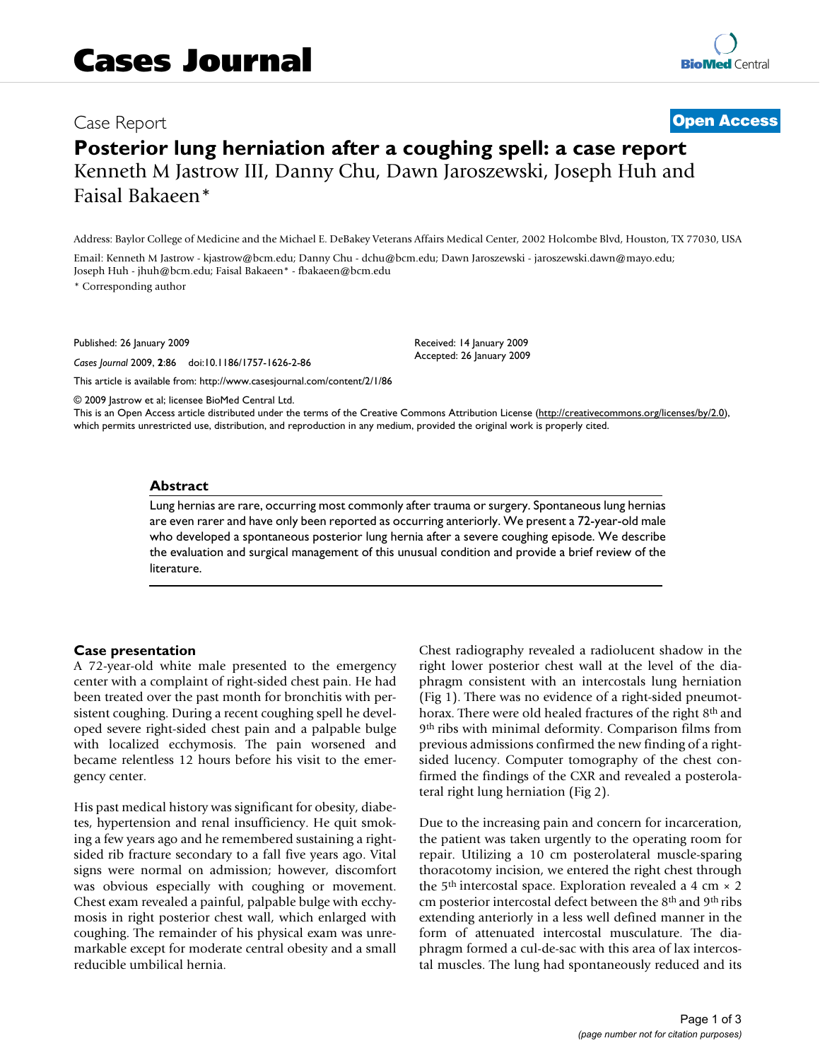# Cases Journal

Case Report

**Open Access**

# Posterior lung herniation after a coughing spell: a case report

Kenneth M Jastrow III, Danny Chu, Dawn Jaroszewski, Joseph Huh and Faisal Bakaeen*

Address: Baylor College of Medicine and the Michael E. DeBakey Veterans Affairs Medical Center, 2002 Holcombe Blvd, Houston, TX 77030, USA

Email: Kenneth M Jastrow - kjastrow@bcm.edu; Danny Chu - dchu@bcm.edu; Dawn Jaroszewski - jaroszewski.dawn@mayo.edu; Joseph Huh - jhuh@bcm.edu; Faisal Bakaeen* - fbakaeen@bcm.edu

* Corresponding author

Published: 26 January 2009

*Cases Journal* 2009, **2**:86 doi:10.1186/1757-1626-2-86

Received: 14 January 2009
Accepted: 26 January 2009

This article is available from: http://www.casesjournal.com/content/2/1/86

© 2009 Jastrow et al; licensee BioMed Central Ltd.
This is an Open Access article distributed under the terms of the Creative Commons Attribution License (http://creativecommons.org/licenses/by/2.0), which permits unrestricted use, distribution, and reproduction in any medium, provided the original work is properly cited.

## Abstract

Lung hernias are rare, occurring most commonly after trauma or surgery. Spontaneous lung hernias are even rarer and have only been reported as occurring anteriorly. We present a 72-year-old male who developed a spontaneous posterior lung hernia after a severe coughing episode. We describe the evaluation and surgical management of this unusual condition and provide a brief review of the literature.

## Case presentation

A 72-year-old white male presented to the emergency center with a complaint of right-sided chest pain. He had been treated over the past month for bronchitis with persistent coughing. During a recent coughing spell he developed severe right-sided chest pain and a palpable bulge with localized ecchymosis. The pain worsened and became relentless 12 hours before his visit to the emergency center.

His past medical history was significant for obesity, diabetes, hypertension and renal insufficiency. He quit smoking a few years ago and he remembered sustaining a right-sided rib fracture secondary to a fall five years ago. Vital signs were normal on admission; however, discomfort was obvious especially with coughing or movement. Chest exam revealed a painful, palpable bulge with ecchymosis in right posterior chest wall, which enlarged with coughing. The remainder of his physical exam was unremarkable except for moderate central obesity and a small reducible umbilical hernia.

Chest radiography revealed a radiolucent shadow in the right lower posterior chest wall at the level of the diaphragm consistent with an intercostals lung herniation (Fig 1). There was no evidence of a right-sided pneumothorax. There were old healed fractures of the right 8th and 9th ribs with minimal deformity. Comparison films from previous admissions confirmed the new finding of a right-sided lucency. Computer tomography of the chest confirmed the findings of the CXR and revealed a posterolateral right lung herniation (Fig 2).

Due to the increasing pain and concern for incarceration, the patient was taken urgently to the operating room for repair. Utilizing a 10 cm posterolateral muscle-sparing thoracotomy incision, we entered the right chest through the 5th intercostal space. Exploration revealed a 4 cm × 2 cm posterior intercostal defect between the 8th and 9th ribs extending anteriorly in a less well defined manner in the form of attenuated intercostal musculature. The diaphragm formed a cul-de-sac with this area of lax intercostal muscles. The lung had spontaneously reduced and its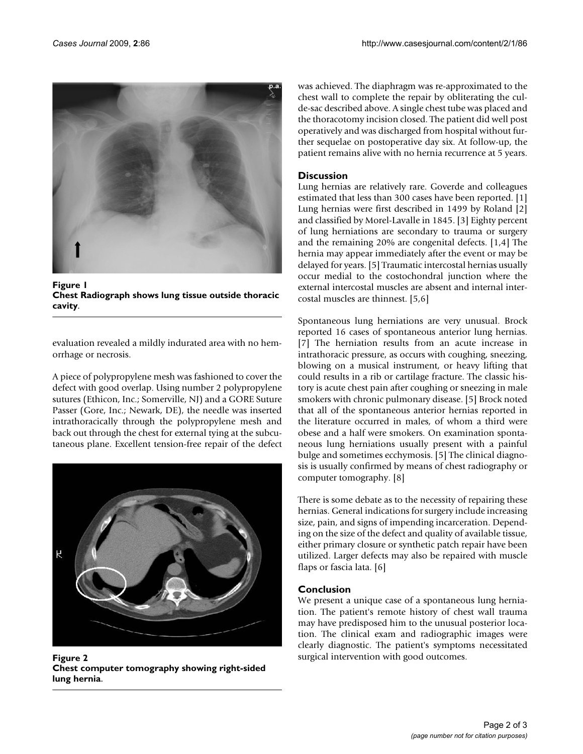Figure 1
**Chest Radiograph shows lung tissue outside thoracic cavity**.

evaluation revealed a mildly indurated area with no hemorrhage or necrosis.

A piece of polypropylene mesh was fashioned to cover the defect with good overlap. Using number 2 polypropylene sutures (Ethicon, Inc.; Somerville, NJ) and a GORE Suture Passer (Gore, Inc.; Newark, DE), the needle was inserted intrathoracically through the polypropylene mesh and back out through the chest for external tying at the subcutaneous plane. Excellent tension-free repair of the defect was achieved. The diaphragm was re-approximated to the chest wall to complete the repair by obliterating the cul-de-sac described above. A single chest tube was placed and the thoracotomy incision closed. The patient did well post operatively and was discharged from hospital without further sequelae on postoperative day six. At follow-up, the patient remains alive with no hernia recurrence at 5 years.

Figure 2
**Chest computer tomography showing right-sided lung hernia**.

## Discussion

Lung hernias are relatively rare. Goverde and colleagues estimated that less than 300 cases have been reported. [1] Lung hernias were first described in 1499 by Roland [2] and classified by Morel-Lavalle in 1845. [3] Eighty percent of lung herniations are secondary to trauma or surgery and the remaining 20% are congenital defects. [1,4] The hernia may appear immediately after the event or may be delayed for years. [5] Traumatic intercostal hernias usually occur medial to the costochondral junction where the external intercostal muscles are absent and internal intercostal muscles are thinnest. [5,6]

Spontaneous lung herniations are very unusual. Brock reported 16 cases of spontaneous anterior lung hernias. [7] The herniation results from an acute increase in intrathoracic pressure, as occurs with coughing, sneezing, blowing on a musical instrument, or heavy lifting that could results in a rib or cartilage fracture. The classic history is acute chest pain after coughing or sneezing in male smokers with chronic pulmonary disease. [5] Brock noted that all of the spontaneous anterior hernias reported in the literature occurred in males, of whom a third were obese and a half were smokers. On examination spontaneous lung herniations usually present with a painful bulge and sometimes ecchymosis. [5] The clinical diagnosis is usually confirmed by means of chest radiography or computer tomography. [8]

There is some debate as to the necessity of repairing these hernias. General indications for surgery include increasing size, pain, and signs of impending incarceration. Depending on the size of the defect and quality of available tissue, either primary closure or synthetic patch repair have been utilized. Larger defects may also be repaired with muscle flaps or fascia lata. [6]

## Conclusion

We present a unique case of a spontaneous lung herniation. The patient's remote history of chest wall trauma may have predisposed him to the unusual posterior location. The clinical exam and radiographic images were clearly diagnostic. The patient's symptoms necessitated surgical intervention with good outcomes.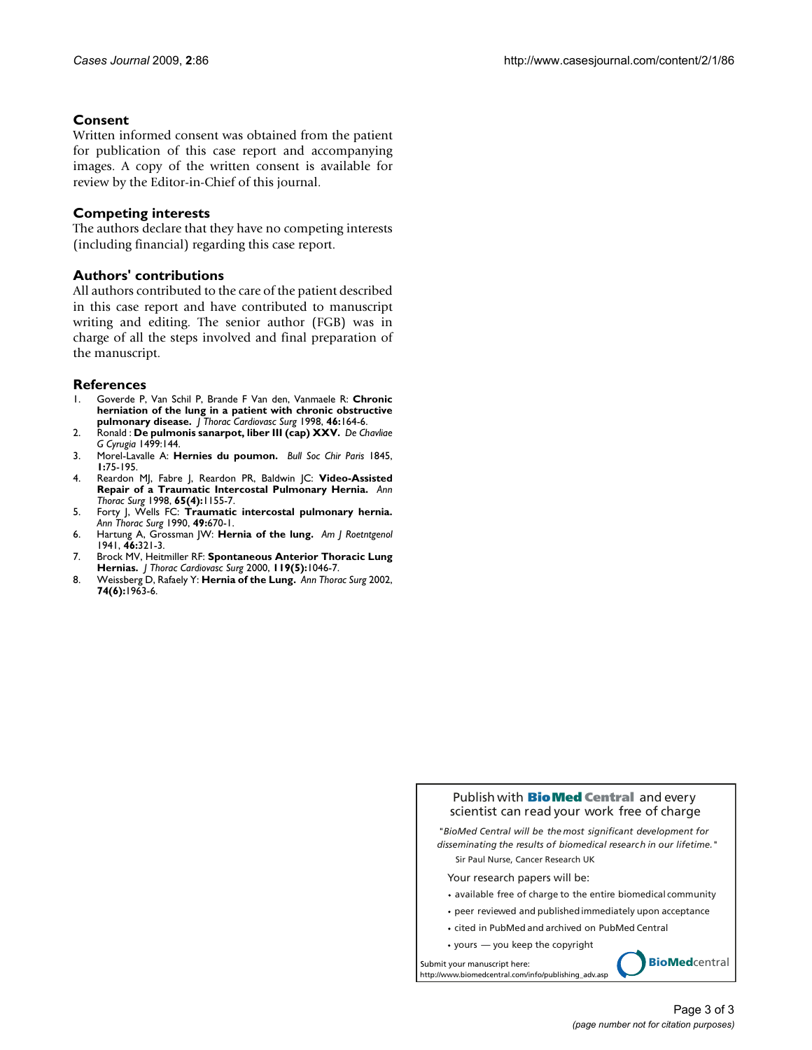## Consent

Written informed consent was obtained from the patient for publication of this case report and accompanying images. A copy of the written consent is available for review by the Editor-in-Chief of this journal.

## Competing interests

The authors declare that they have no competing interests (including financial) regarding this case report.

## Authors' contributions

All authors contributed to the care of the patient described in this case report and have contributed to manuscript writing and editing. The senior author (FGB) was in charge of all the steps involved and final preparation of the manuscript.

## References

1. Goverde P, Van Schil P, Brande F Van den, Vanmaele R: **Chronic herniation of the lung in a patient with chronic obstructive pulmonary disease.** *J Thorac Cardiovasc Surg* 1998, **46:**164-6.
2. Ronald : **De pulmonis sanarpot, liber III (cap) XXV.** *De Chavliae G Cyrugia* 1499:144.
3. Morel-Lavalle A: **Hernies du poumon.** *Bull Soc Chir Paris* 1845, **1:**75-195.
4. Reardon MJ, Fabre J, Reardon PR, Baldwin JC: **Video-Assisted Repair of a Traumatic Intercostal Pulmonary Hernia.** *Ann Thorac Surg* 1998, **65(4):**1155-7.
5. Forty J, Wells FC: **Traumatic intercostal pulmonary hernia.** *Ann Thorac Surg* 1990, **49:**670-1.
6. Hartung A, Grossman JW: **Hernia of the lung.** *Am J Roetntgenol* 1941, **46:**321-3.
7. Brock MV, Heitmiller RF: **Spontaneous Anterior Thoracic Lung Hernias.** *J Thorac Cardiovasc Surg* 2000, **119(5):**1046-7.
8. Weissberg D, Rafaely Y: **Hernia of the Lung.** *Ann Thorac Surg* 2002, **74(6):**1963-6.

Publish with **BioMed Central** and every scientist can read your work free of charge

*"BioMed Central will be the most significant development for disseminating the results of biomedical research in our lifetime."*

Sir Paul Nurse, Cancer Research UK

Your research papers will be:

- available free of charge to the entire biomedical community
- peer reviewed and published immediately upon acceptance
- cited in PubMed and archived on PubMed Central
- yours — you keep the copyright

Submit your manuscript here:
http://www.biomedcentral.com/info/publishing_adv.asp

**BioMed**central